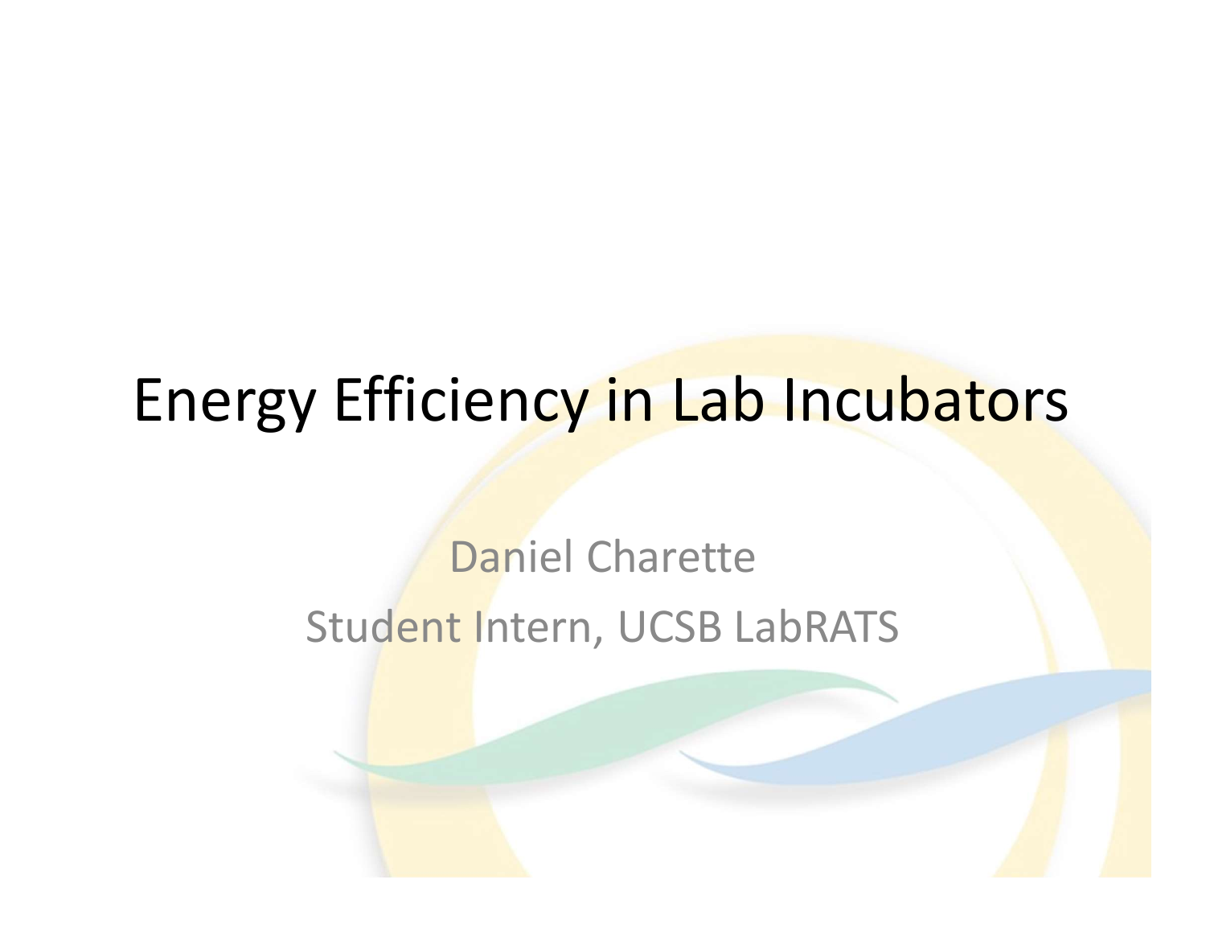# Energy Efficiency in Lab Incubators

Daniel Charette

Student Intern, UCSB LabRATS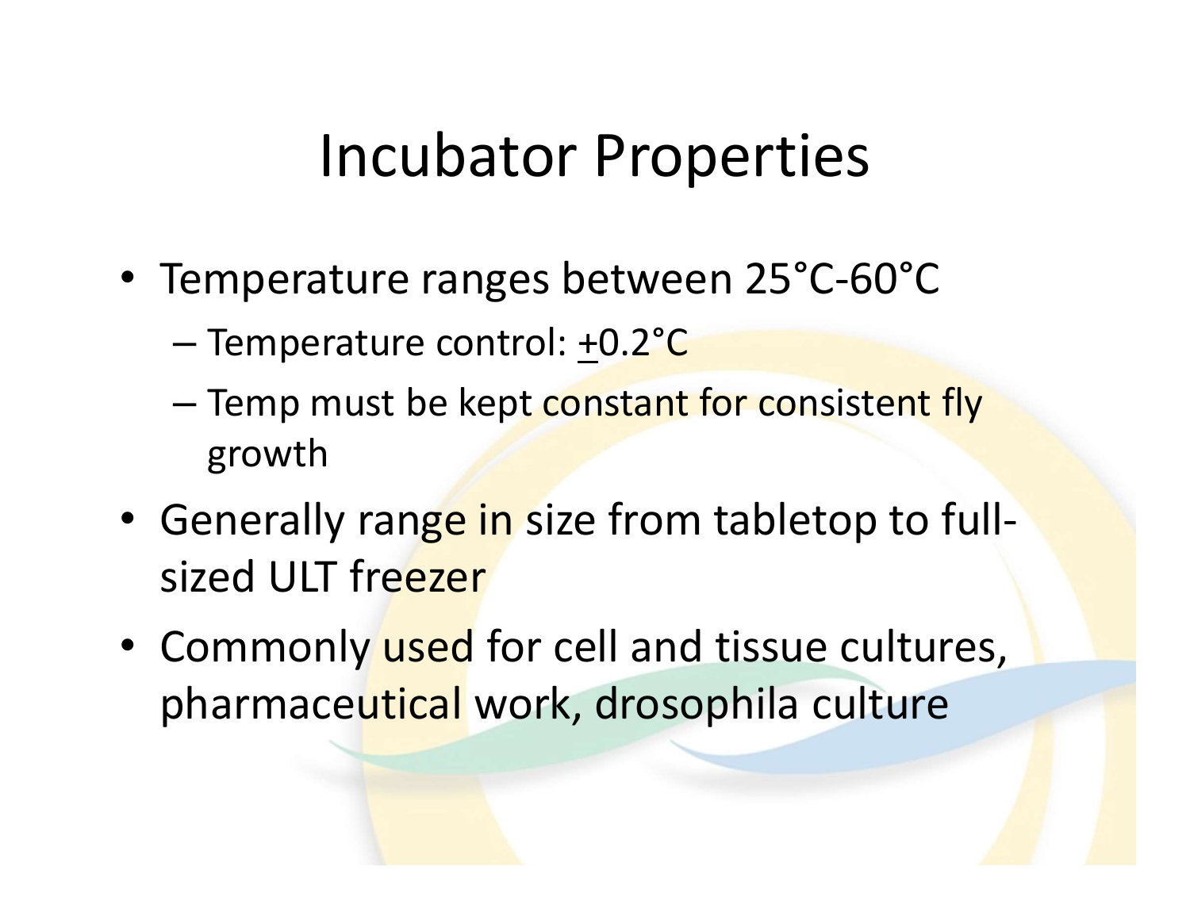# Incubator Properties

- Temperature ranges between 25°C-60°C
  - Temperature control: ±0.2°C
  - Temp must be kept constant for consistent fly growth
- Generally range in size from tabletop to full-sized ULT freezer
- Commonly used for cell and tissue cultures, pharmaceutical work, drosophila culture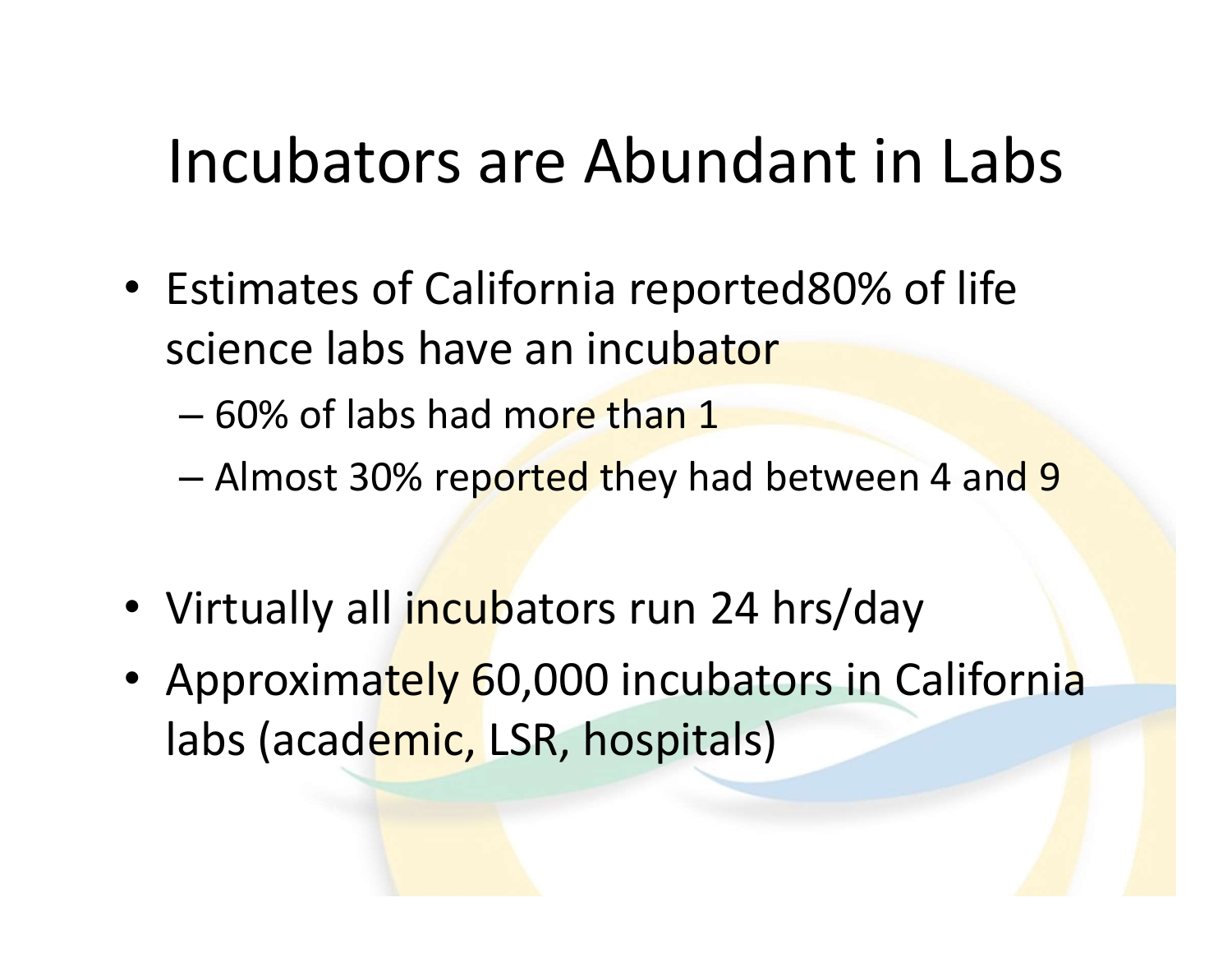# Incubators are Abundant in Labs

- Estimates of California reported80% of life science labs have an incubator
  - 60% of labs had more than 1
  - Almost 30% reported they had between 4 and 9

- Virtually all incubators run 24 hrs/day
- Approximately 60,000 incubators in California labs (academic, LSR, hospitals)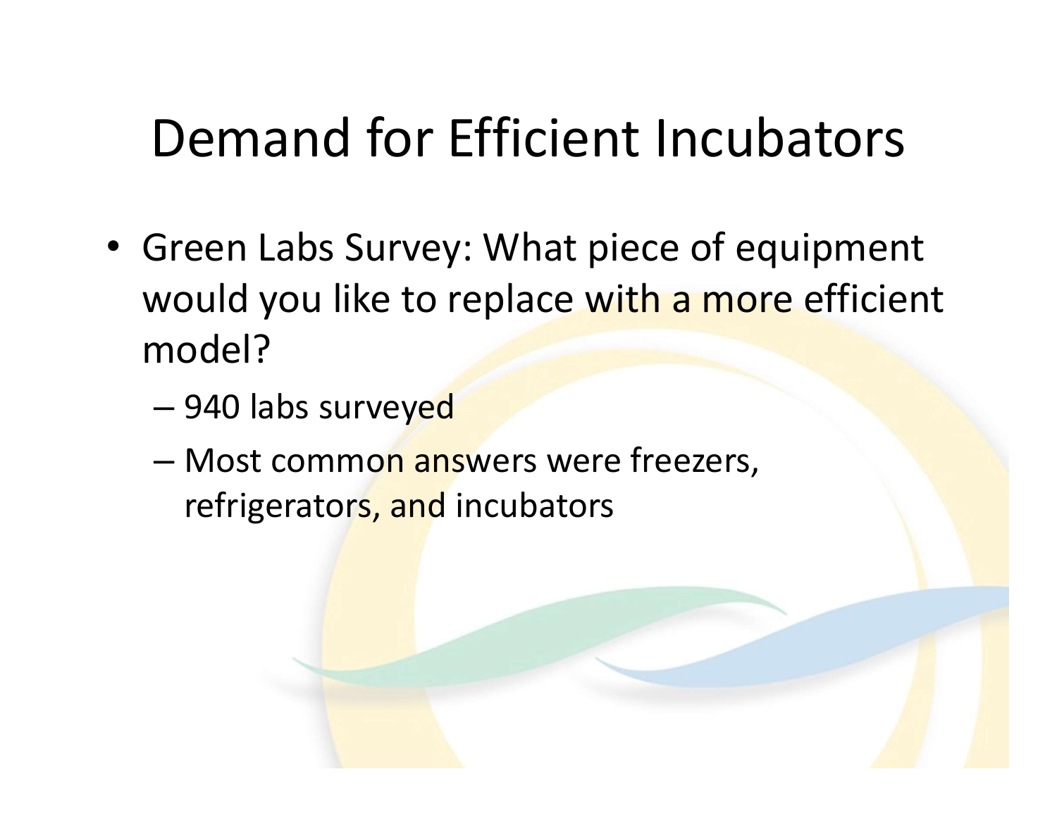# Demand for Efficient Incubators

- Green Labs Survey: What piece of equipment would you like to replace with a more efficient model?
  - 940 labs surveyed
  - Most common answers were freezers, refrigerators, and incubators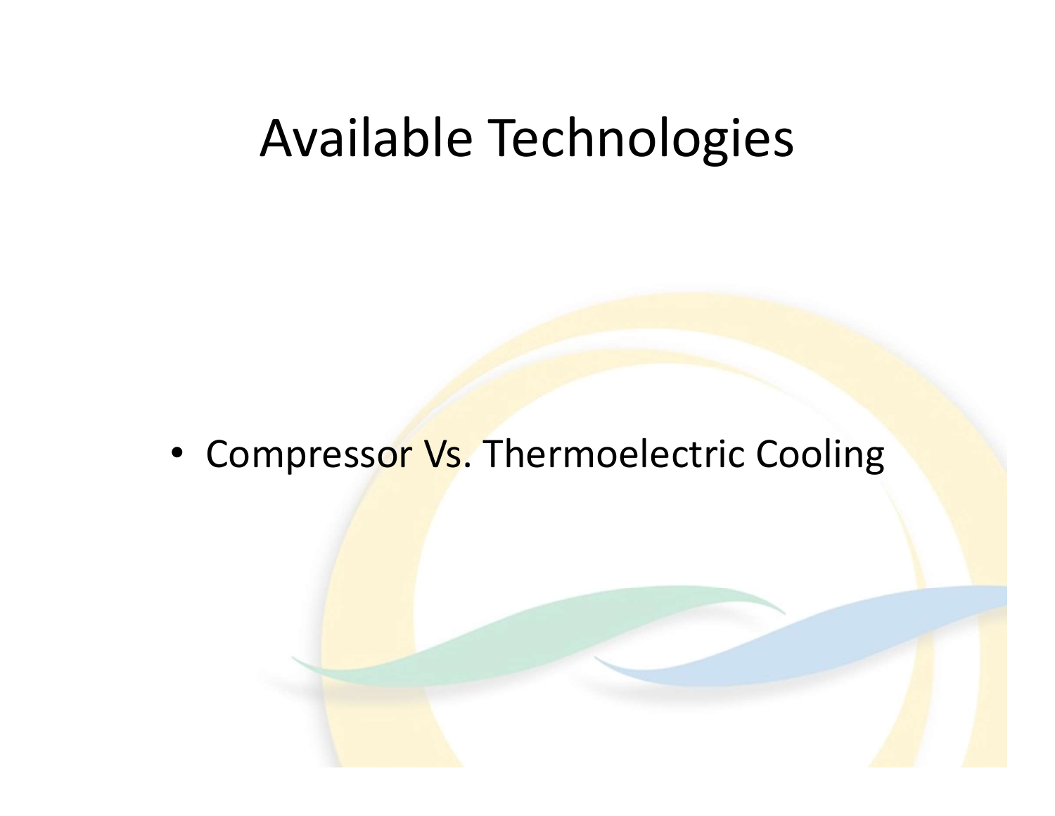# Available Technologies

- Compressor Vs. Thermoelectric Cooling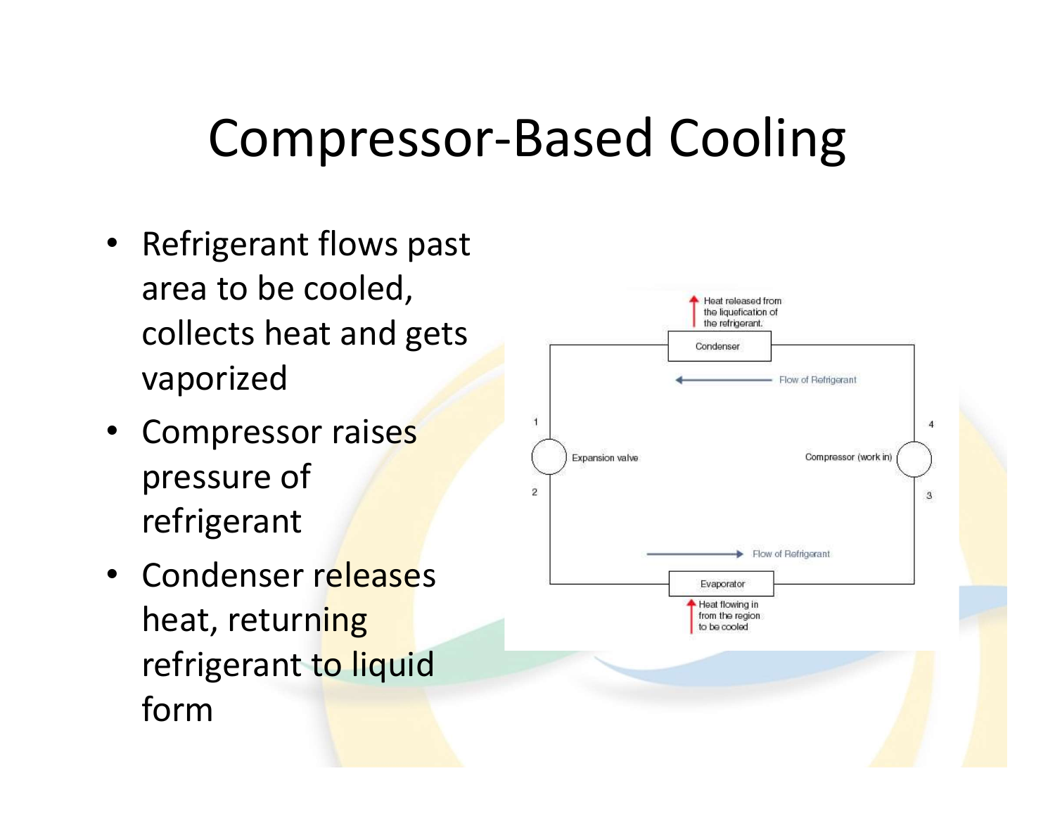# Compressor-Based Cooling

- Refrigerant flows past area to be cooled, collects heat and gets vaporized
- Compressor raises pressure of refrigerant
- Condenser releases heat, returning refrigerant to liquid form

Heat released from the liquefication of the refrigerant.

Condenser

Flow of Refrigerant

1

Expansion valve

2

4

Compressor (work in)

3

Flow of Refrigerant

Evaporator

Heat flowing in from the region to be cooled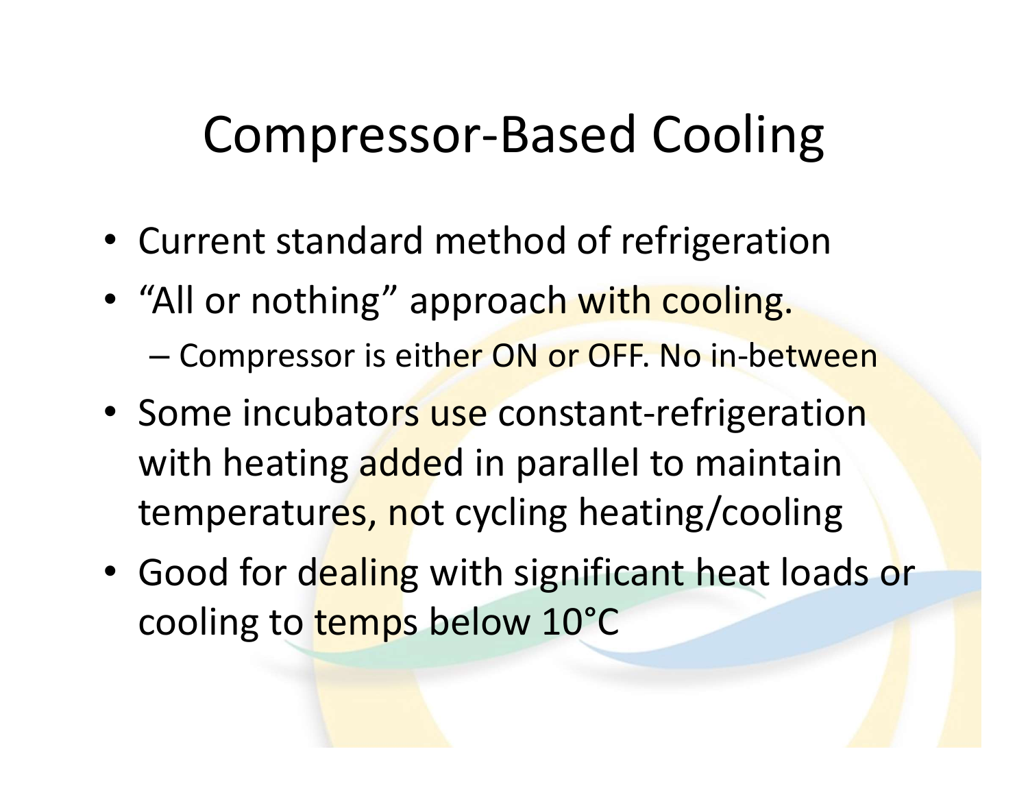# Compressor-Based Cooling

- Current standard method of refrigeration
- "All or nothing" approach with cooling.
  - Compressor is either ON or OFF. No in-between
- Some incubators use constant-refrigeration with heating added in parallel to maintain temperatures, not cycling heating/cooling
- Good for dealing with significant heat loads or cooling to temps below 10°C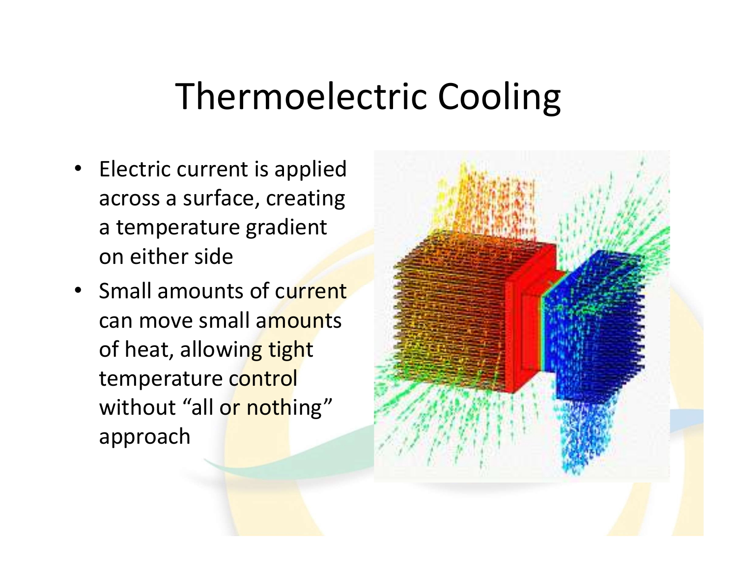# Thermoelectric Cooling

- Electric current is applied across a surface, creating a temperature gradient on either side
- Small amounts of current can move small amounts of heat, allowing tight temperature control without "all or nothing" approach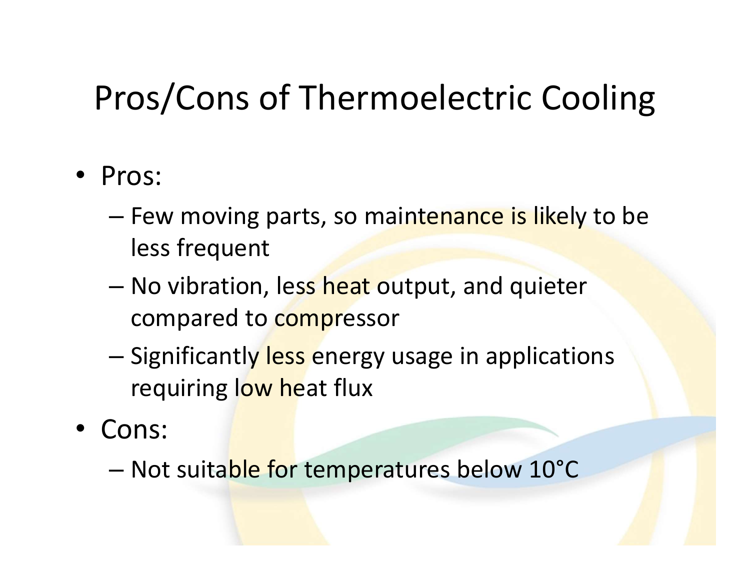# Pros/Cons of Thermoelectric Cooling

- Pros:
  - Few moving parts, so maintenance is likely to be less frequent
  - No vibration, less heat output, and quieter compared to compressor
  - Significantly less energy usage in applications requiring low heat flux
- Cons:
  - Not suitable for temperatures below 10°C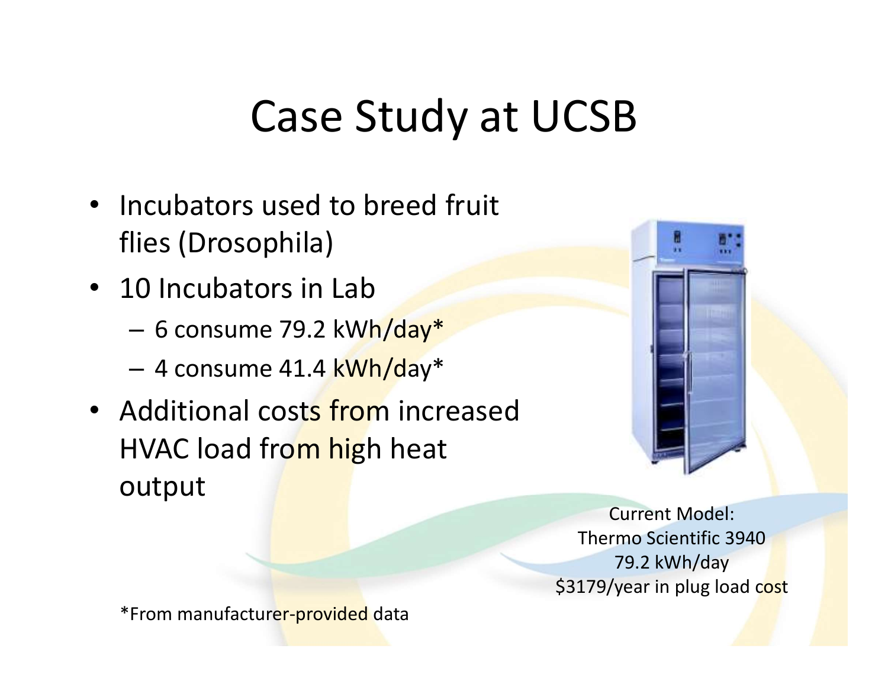# Case Study at UCSB

- Incubators used to breed fruit flies (Drosophila)
- 10 Incubators in Lab
  - 6 consume 79.2 kWh/day*
  - 4 consume 41.4 kWh/day*
- Additional costs from increased HVAC load from high heat output

Current Model:
Thermo Scientific 3940
79.2 kWh/day
$3179/year in plug load cost

*From manufacturer-provided data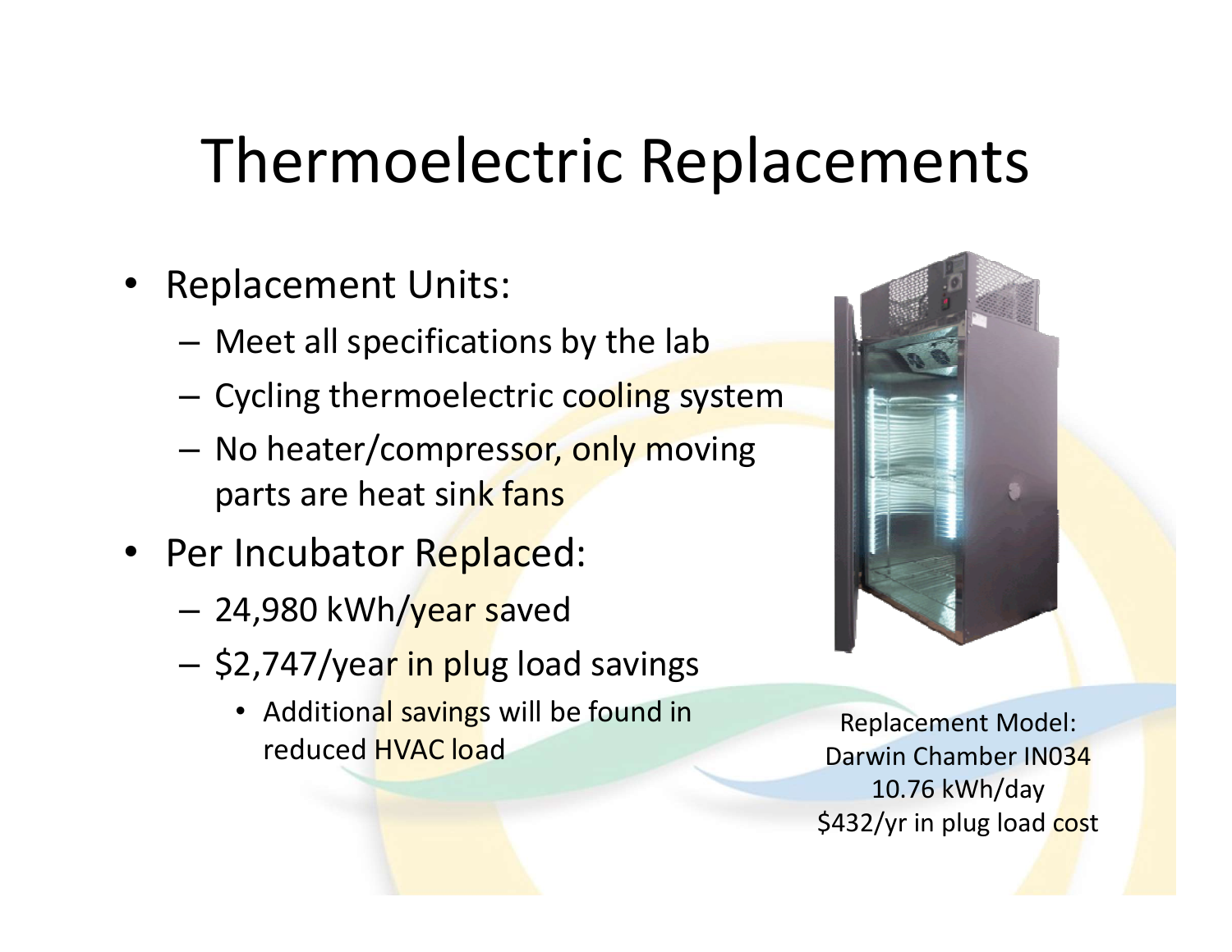# Thermoelectric Replacements

- Replacement Units:
  - Meet all specifications by the lab
  - Cycling thermoelectric cooling system
  - No heater/compressor, only moving parts are heat sink fans
- Per Incubator Replaced:
  - 24,980 kWh/year saved
  - $2,747/year in plug load savings
    - Additional savings will be found in reduced HVAC load

Replacement Model:
Darwin Chamber IN034
10.76 kWh/day
$432/yr in plug load cost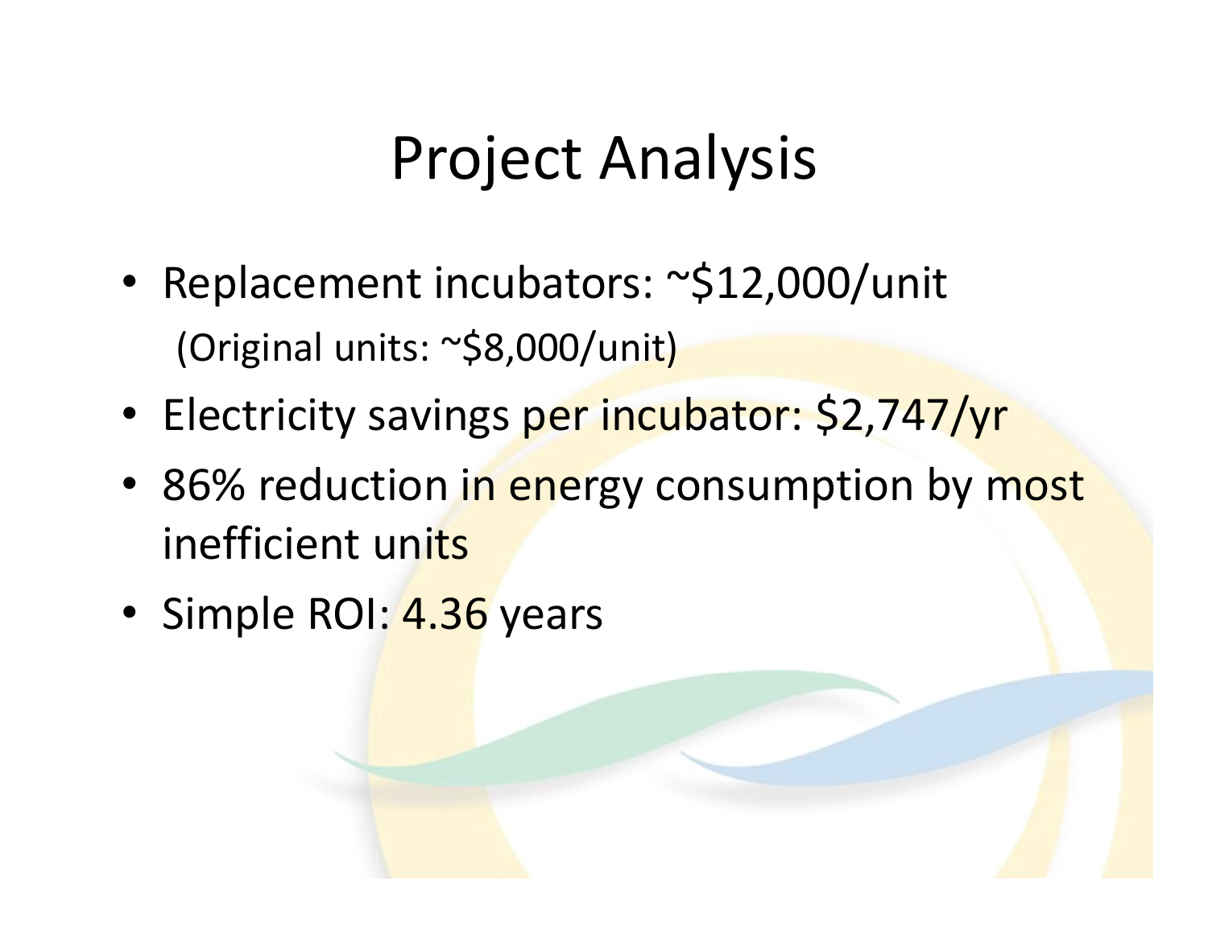# Project Analysis

- Replacement incubators: ~$12,000/unit
  (Original units: ~$8,000/unit)
- Electricity savings per incubator: $2,747/yr
- 86% reduction in energy consumption by most inefficient units
- Simple ROI: 4.36 years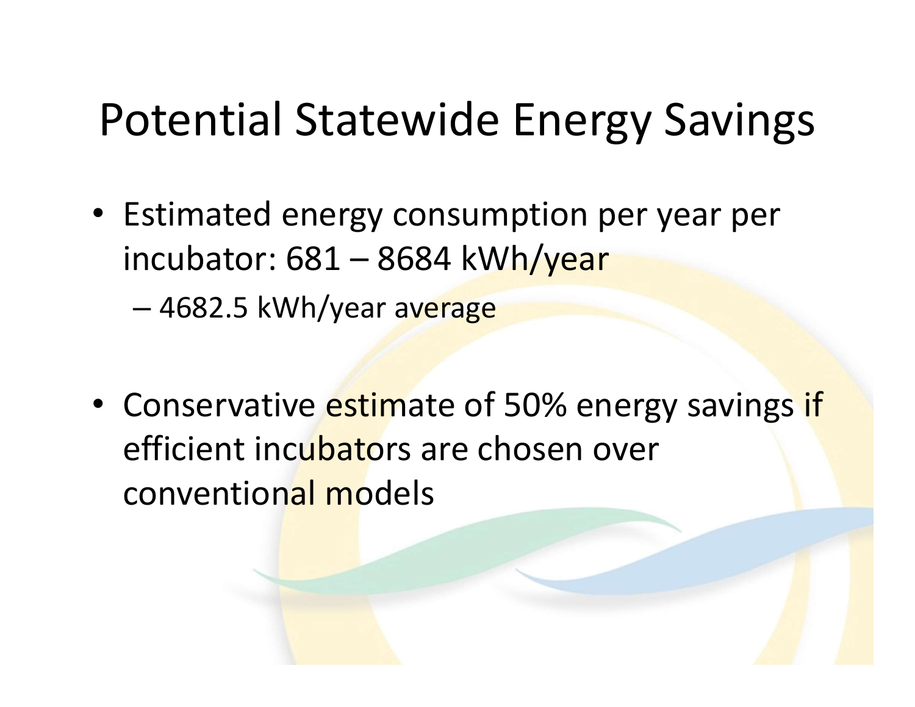# Potential Statewide Energy Savings

- Estimated energy consumption per year per incubator: 681 – 8684 kWh/year
  - 4682.5 kWh/year average

- Conservative estimate of 50% energy savings if efficient incubators are chosen over conventional models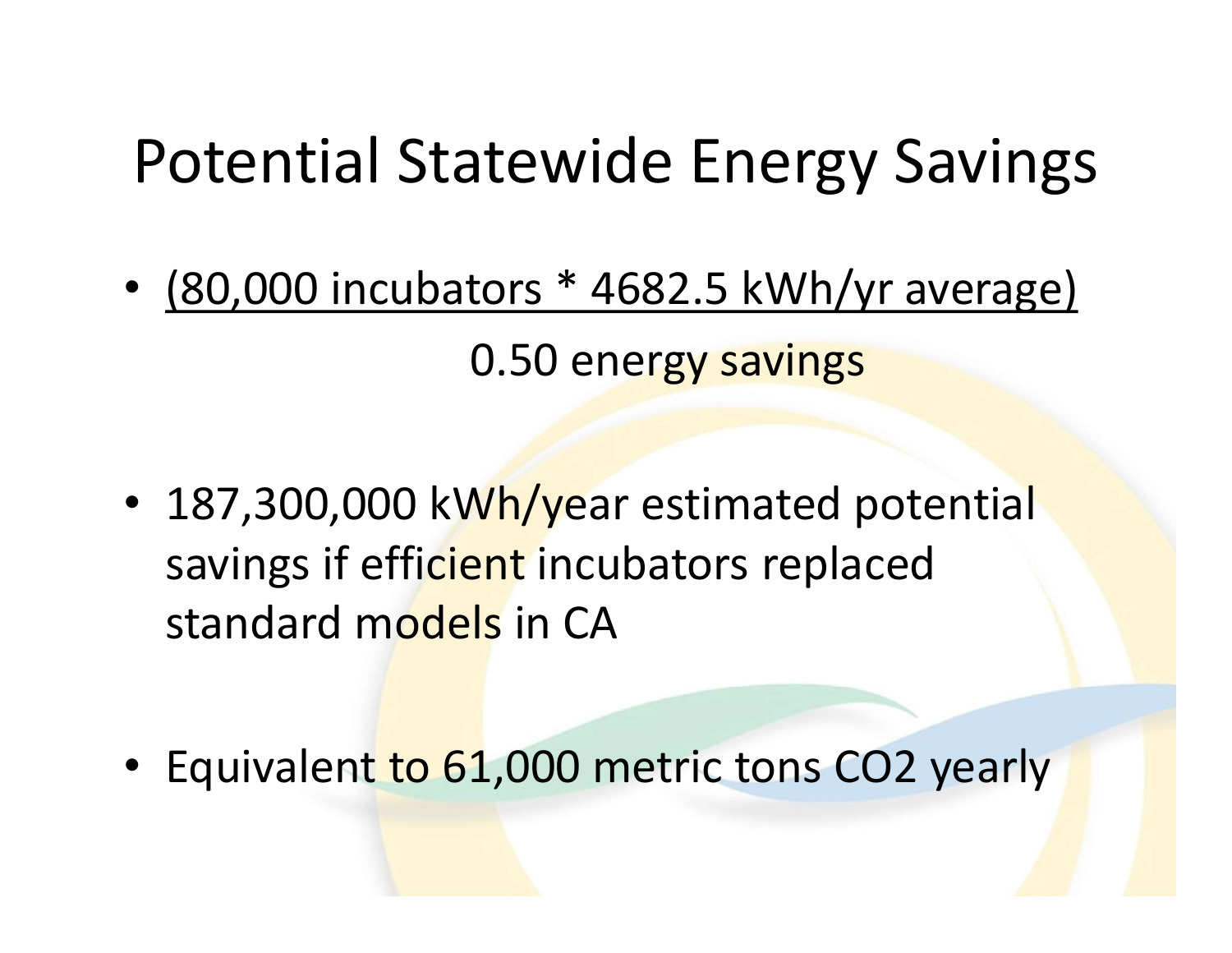# Potential Statewide Energy Savings

- (80,000 incubators * 4682.5 kWh/yr average)

  0.50 energy savings

- 187,300,000 kWh/year estimated potential savings if efficient incubators replaced standard models in CA

- Equivalent to 61,000 metric tons $CO_2$ yearly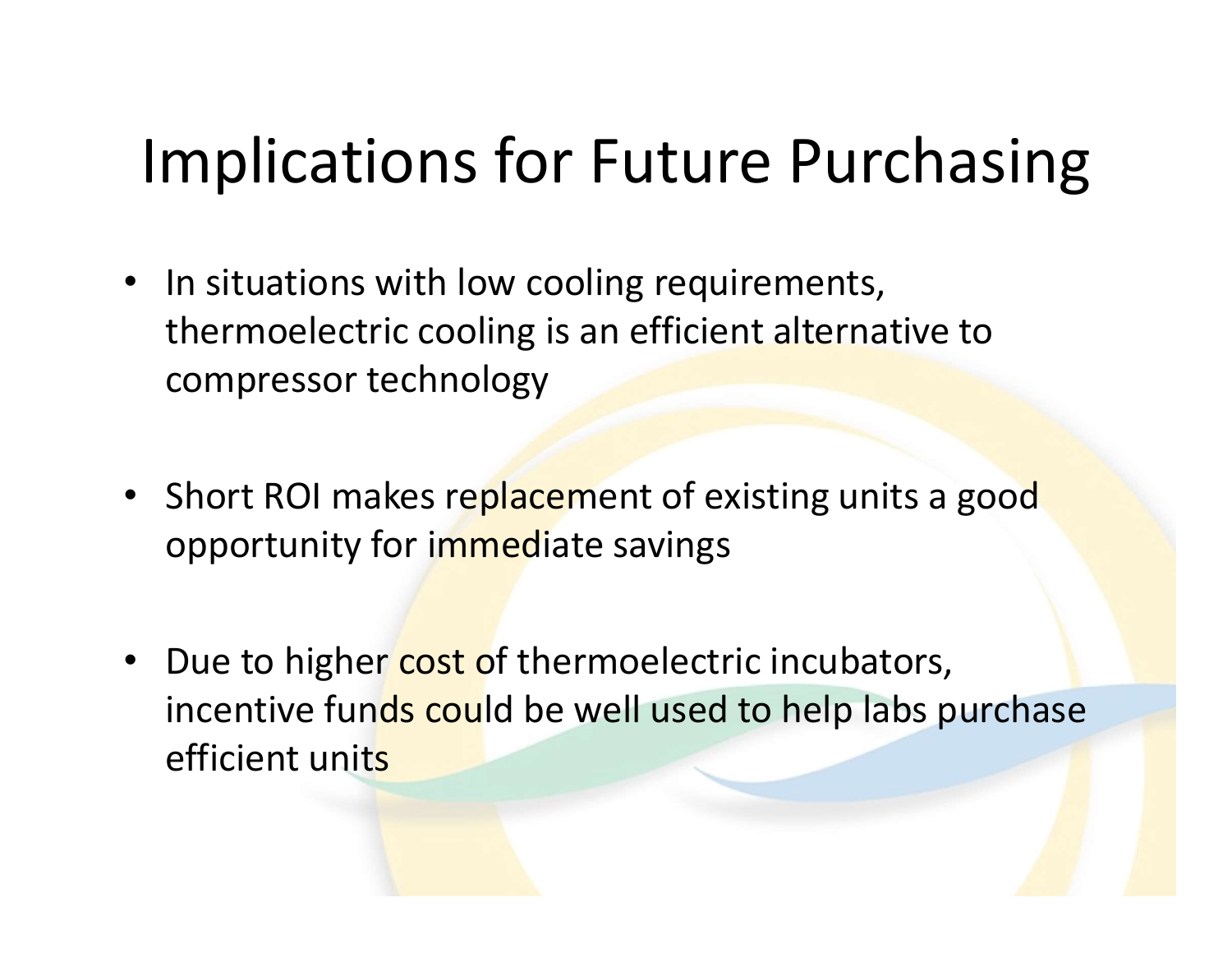# Implications for Future Purchasing

- In situations with low cooling requirements, thermoelectric cooling is an efficient alternative to compressor technology
- Short ROI makes replacement of existing units a good opportunity for immediate savings
- Due to higher cost of thermoelectric incubators, incentive funds could be well used to help labs purchase efficient units